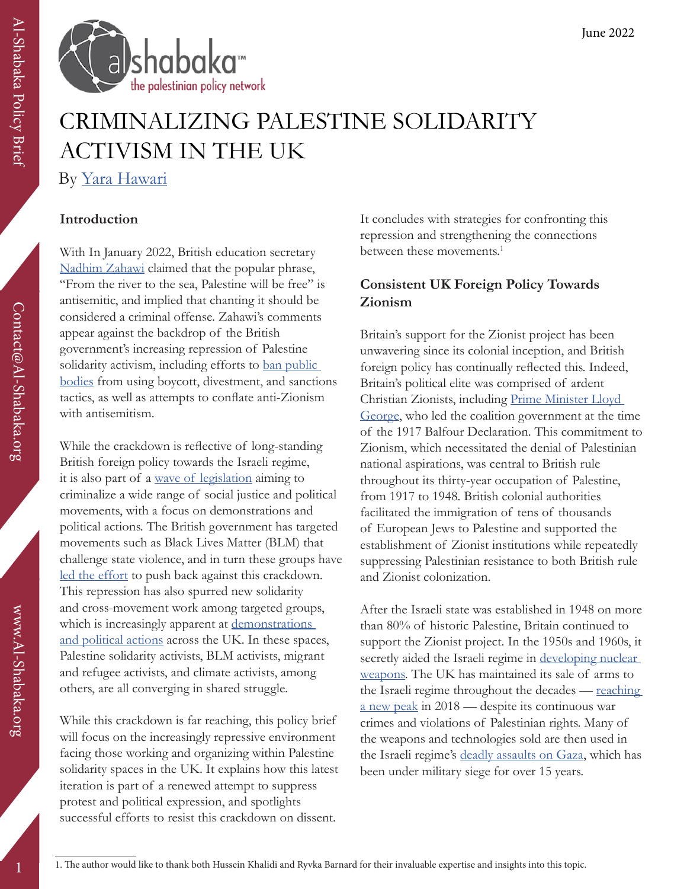June 2022

# CRIMINALIZING PALESTINE SOLIDARITY ACTIVISM IN THE UK

By Yara Hawari

## Introduction

With In January 2022, British education secretary Nadhim Zahawi claimed that the popular phrase, "From the river to the sea, Palestine will be free" is antisemitic, and implied that chanting it should be considered a criminal offense. Zahawi's comments appear against the backdrop of the British government's increasing repression of Palestine solidarity activism, including efforts to ban public bodies from using boycott, divestment, and sanctions tactics, as well as attempts to conflate anti-Zionism with antisemitism.

While the crackdown is reflective of long-standing British foreign policy towards the Israeli regime, it is also part of a wave of legislation aiming to criminalize a wide range of social justice and political movements, with a focus on demonstrations and political actions. The British government has targeted movements such as Black Lives Matter (BLM) that challenge state violence, and in turn these groups have led the effort to push back against this crackdown. This repression has also spurred new solidarity and cross-movement work among targeted groups, which is increasingly apparent at demonstrations and political actions across the UK. In these spaces, Palestine solidarity activists, BLM activists, migrant and refugee activists, and climate activists, among others, are all converging in shared struggle.

While this crackdown is far reaching, this policy brief will focus on the increasingly repressive environment facing those working and organizing within Palestine solidarity spaces in the UK. It explains how this latest iteration is part of a renewed attempt to suppress protest and political expression, and spotlights successful efforts to resist this crackdown on dissent. It concludes with strategies for confronting this repression and strengthening the connections between these movements.[1]

## Consistent UK Foreign Policy Towards Zionism

Britain's support for the Zionist project has been unwavering since its colonial inception, and British foreign policy has continually reflected this. Indeed, Britain's political elite was comprised of ardent Christian Zionists, including Prime Minister Lloyd George, who led the coalition government at the time of the 1917 Balfour Declaration. This commitment to Zionism, which necessitated the denial of Palestinian national aspirations, was central to British rule throughout its thirty-year occupation of Palestine, from 1917 to 1948. British colonial authorities facilitated the immigration of tens of thousands of European Jews to Palestine and supported the establishment of Zionist institutions while repeatedly suppressing Palestinian resistance to both British rule and Zionist colonization.

After the Israeli state was established in 1948 on more than 80% of historic Palestine, Britain continued to support the Zionist project. In the 1950s and 1960s, it secretly aided the Israeli regime in developing nuclear weapons. The UK has maintained its sale of arms to the Israeli regime throughout the decades — reaching a new peak in 2018 — despite its continuous war crimes and violations of Palestinian rights. Many of the weapons and technologies sold are then used in the Israeli regime's deadly assaults on Gaza, which has been under military siege for over 15 years.

---

1. The author would like to thank both Hussein Khalidi and Ryvka Barnard for their invaluable expertise and insights into this topic.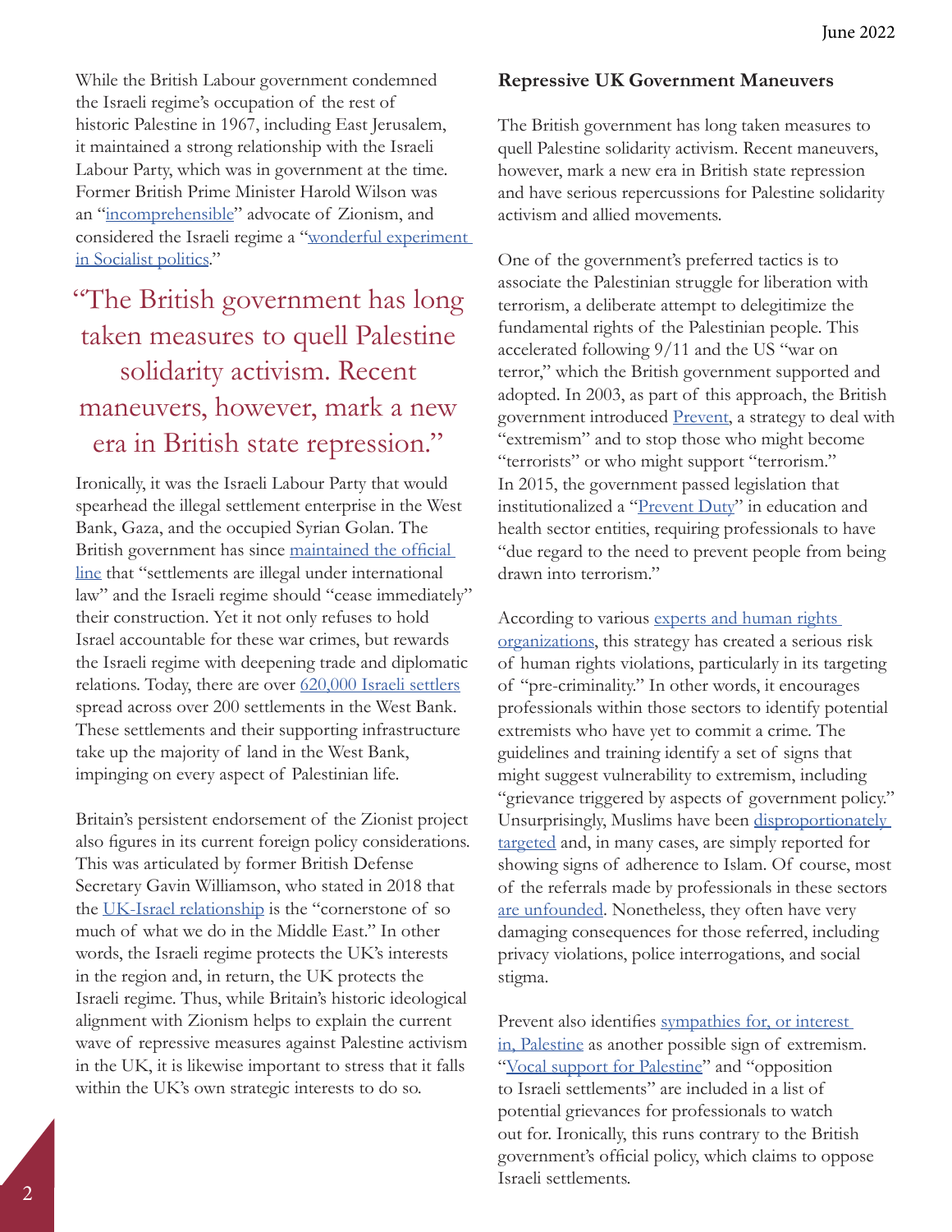While the British Labour government condemned the Israeli regime's occupation of the rest of historic Palestine in 1967, including East Jerusalem, it maintained a strong relationship with the Israeli Labour Party, which was in government at the time. Former British Prime Minister Harold Wilson was an "incomprehensible" advocate of Zionism, and considered the Israeli regime a "wonderful experiment in Socialist politics."

> "The British government has long taken measures to quell Palestine solidarity activism. Recent maneuvers, however, mark a new era in British state repression."

Ironically, it was the Israeli Labour Party that would spearhead the illegal settlement enterprise in the West Bank, Gaza, and the occupied Syrian Golan. The British government has since maintained the official line that "settlements are illegal under international law" and the Israeli regime should "cease immediately" their construction. Yet it not only refuses to hold Israel accountable for these war crimes, but rewards the Israeli regime with deepening trade and diplomatic relations. Today, there are over 620,000 Israeli settlers spread across over 200 settlements in the West Bank. These settlements and their supporting infrastructure take up the majority of land in the West Bank, impinging on every aspect of Palestinian life.

Britain's persistent endorsement of the Zionist project also figures in its current foreign policy considerations. This was articulated by former British Defense Secretary Gavin Williamson, who stated in 2018 that the UK-Israel relationship is the "cornerstone of so much of what we do in the Middle East." In other words, the Israeli regime protects the UK's interests in the region and, in return, the UK protects the Israeli regime. Thus, while Britain's historic ideological alignment with Zionism helps to explain the current wave of repressive measures against Palestine activism in the UK, it is likewise important to stress that it falls within the UK's own strategic interests to do so.

**Repressive UK Government Maneuvers**

The British government has long taken measures to quell Palestine solidarity activism. Recent maneuvers, however, mark a new era in British state repression and have serious repercussions for Palestine solidarity activism and allied movements.

One of the government's preferred tactics is to associate the Palestinian struggle for liberation with terrorism, a deliberate attempt to delegitimize the fundamental rights of the Palestinian people. This accelerated following 9/11 and the US "war on terror," which the British government supported and adopted. In 2003, as part of this approach, the British government introduced Prevent, a strategy to deal with "extremism" and to stop those who might become "terrorists" or who might support "terrorism." In 2015, the government passed legislation that institutionalized a "Prevent Duty" in education and health sector entities, requiring professionals to have "due regard to the need to prevent people from being drawn into terrorism."

According to various experts and human rights organizations, this strategy has created a serious risk of human rights violations, particularly in its targeting of "pre-criminality." In other words, it encourages professionals within those sectors to identify potential extremists who have yet to commit a crime. The guidelines and training identify a set of signs that might suggest vulnerability to extremism, including "grievance triggered by aspects of government policy." Unsurprisingly, Muslims have been disproportionately targeted and, in many cases, are simply reported for showing signs of adherence to Islam. Of course, most of the referrals made by professionals in these sectors are unfounded. Nonetheless, they often have very damaging consequences for those referred, including privacy violations, police interrogations, and social stigma.

Prevent also identifies sympathies for, or interest in, Palestine as another possible sign of extremism. "Vocal support for Palestine" and "opposition to Israeli settlements" are included in a list of potential grievances for professionals to watch out for. Ironically, this runs contrary to the British government's official policy, which claims to oppose Israeli settlements.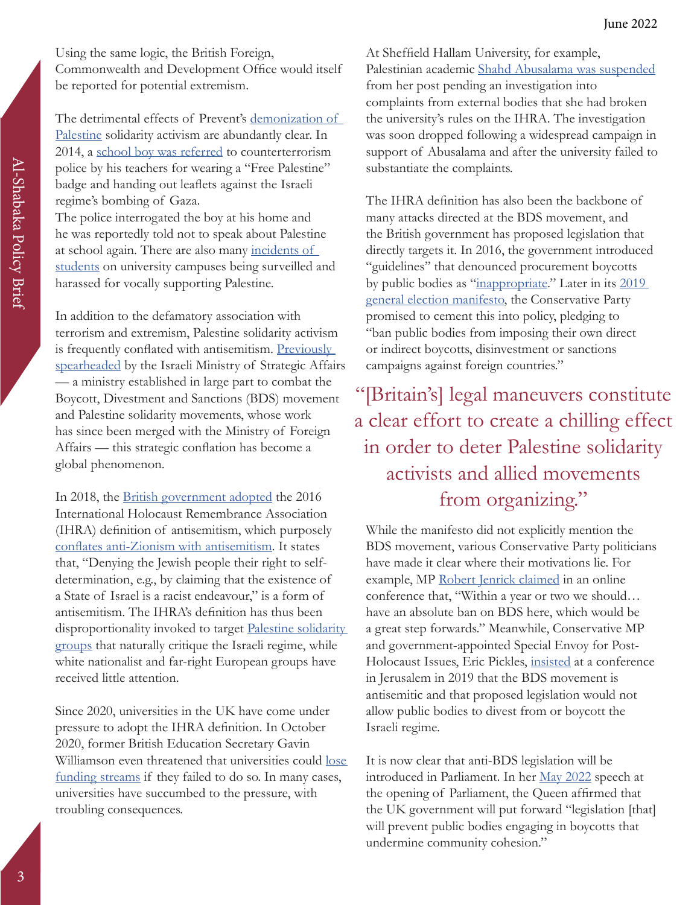Using the same logic, the British Foreign, Commonwealth and Development Office would itself be reported for potential extremism.

The detrimental effects of Prevent's demonization of Palestine solidarity activism are abundantly clear. In 2014, a school boy was referred to counterterrorism police by his teachers for wearing a "Free Palestine" badge and handing out leaflets against the Israeli regime's bombing of Gaza.

The police interrogated the boy at his home and he was reportedly told not to speak about Palestine at school again. There are also many incidents of students on university campuses being surveilled and harassed for vocally supporting Palestine.

In addition to the defamatory association with terrorism and extremism, Palestine solidarity activism is frequently conflated with antisemitism. Previously spearheaded by the Israeli Ministry of Strategic Affairs — a ministry established in large part to combat the Boycott, Divestment and Sanctions (BDS) movement and Palestine solidarity movements, whose work has since been merged with the Ministry of Foreign Affairs — this strategic conflation has become a global phenomenon.

In 2018, the British government adopted the 2016 International Holocaust Remembrance Association (IHRA) definition of antisemitism, which purposely conflates anti-Zionism with antisemitism. It states that, "Denying the Jewish people their right to self-determination, e.g., by claiming that the existence of a State of Israel is a racist endeavour," is a form of antisemitism. The IHRA's definition has thus been disproportionality invoked to target Palestine solidarity groups that naturally critique the Israeli regime, while white nationalist and far-right European groups have received little attention.

Since 2020, universities in the UK have come under pressure to adopt the IHRA definition. In October 2020, former British Education Secretary Gavin Williamson even threatened that universities could lose funding streams if they failed to do so. In many cases, universities have succumbed to the pressure, with troubling consequences.

At Sheffield Hallam University, for example, Palestinian academic Shahd Abusalama was suspended from her post pending an investigation into complaints from external bodies that she had broken the university's rules on the IHRA. The investigation was soon dropped following a widespread campaign in support of Abusalama and after the university failed to substantiate the complaints.

The IHRA definition has also been the backbone of many attacks directed at the BDS movement, and the British government has proposed legislation that directly targets it. In 2016, the government introduced "guidelines" that denounced procurement boycotts by public bodies as "inappropriate." Later in its 2019 general election manifesto, the Conservative Party promised to cement this into policy, pledging to "ban public bodies from imposing their own direct or indirect boycotts, disinvestment or sanctions campaigns against foreign countries."

> "[Britain's] legal maneuvers constitute a clear effort to create a chilling effect in order to deter Palestine solidarity activists and allied movements from organizing."

While the manifesto did not explicitly mention the BDS movement, various Conservative Party politicians have made it clear where their motivations lie. For example, MP Robert Jenrick claimed in an online conference that, "Within a year or two we should… have an absolute ban on BDS here, which would be a great step forwards." Meanwhile, Conservative MP and government-appointed Special Envoy for Post-Holocaust Issues, Eric Pickles, insisted at a conference in Jerusalem in 2019 that the BDS movement is antisemitic and that proposed legislation would not allow public bodies to divest from or boycott the Israeli regime.

It is now clear that anti-BDS legislation will be introduced in Parliament. In her May 2022 speech at the opening of Parliament, the Queen affirmed that the UK government will put forward "legislation [that] will prevent public bodies engaging in boycotts that undermine community cohesion."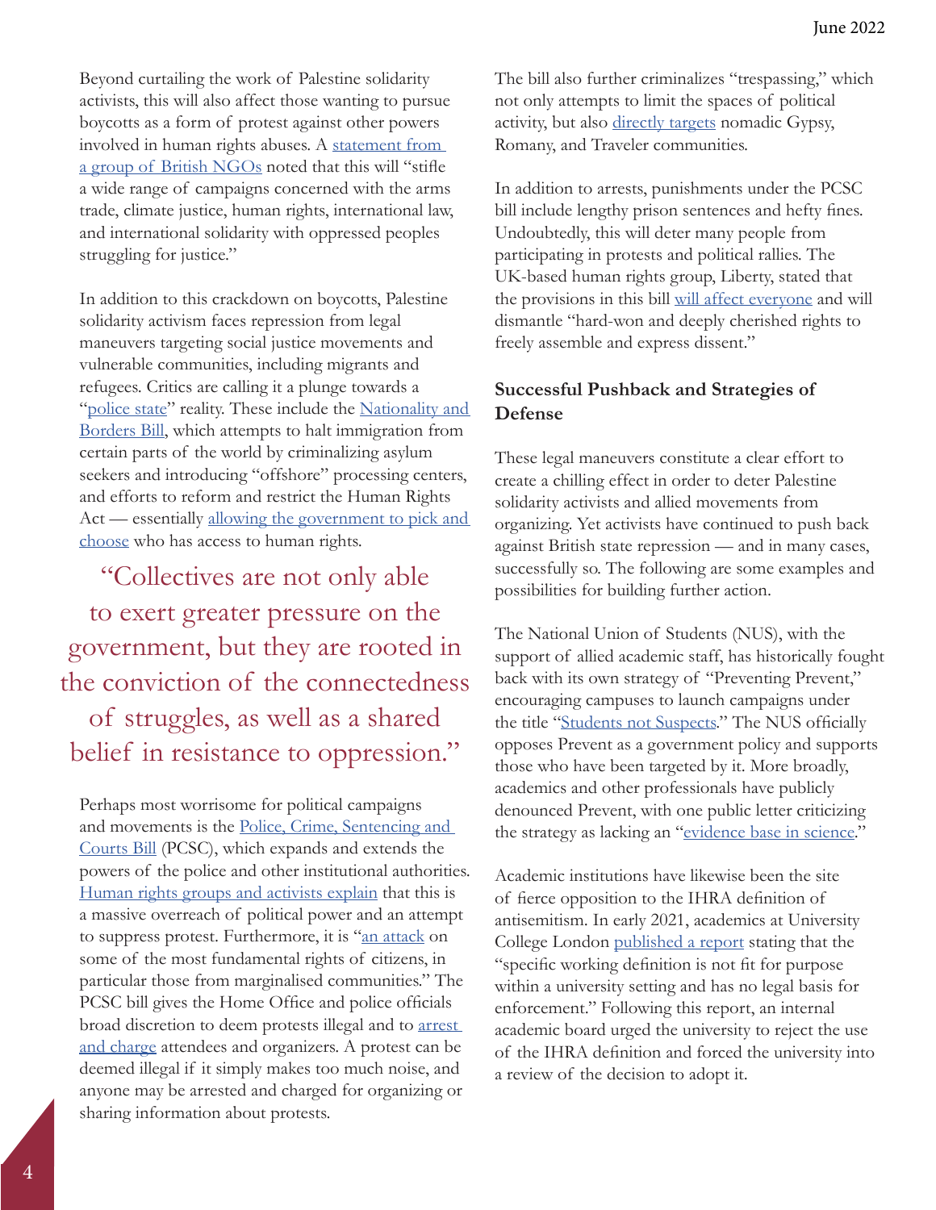Beyond curtailing the work of Palestine solidarity activists, this will also affect those wanting to pursue boycotts as a form of protest against other powers involved in human rights abuses. A [statement from a group of British NGOs](#) noted that this will "stifle a wide range of campaigns concerned with the arms trade, climate justice, human rights, international law, and international solidarity with oppressed peoples struggling for justice."

In addition to this crackdown on boycotts, Palestine solidarity activism faces repression from legal maneuvers targeting social justice movements and vulnerable communities, including migrants and refugees. Critics are calling it a plunge towards a "police state" reality. These include the Nationality and Borders Bill, which attempts to halt immigration from certain parts of the world by criminalizing asylum seekers and introducing "offshore" processing centers, and efforts to reform and restrict the Human Rights Act — essentially allowing the government to pick and choose who has access to human rights.

> "Collectives are not only able to exert greater pressure on the government, but they are rooted in the conviction of the connectedness of struggles, as well as a shared belief in resistance to oppression."

Perhaps most worrisome for political campaigns and movements is the Police, Crime, Sentencing and Courts Bill (PCSC), which expands and extends the powers of the police and other institutional authorities. Human rights groups and activists explain that this is a massive overreach of political power and an attempt to suppress protest. Furthermore, it is "an attack on some of the most fundamental rights of citizens, in particular those from marginalised communities." The PCSC bill gives the Home Office and police officials broad discretion to deem protests illegal and to arrest and charge attendees and organizers. A protest can be deemed illegal if it simply makes too much noise, and anyone may be arrested and charged for organizing or sharing information about protests.

The bill also further criminalizes "trespassing," which not only attempts to limit the spaces of political activity, but also directly targets nomadic Gypsy, Romany, and Traveler communities.

In addition to arrests, punishments under the PCSC bill include lengthy prison sentences and hefty fines. Undoubtedly, this will deter many people from participating in protests and political rallies. The UK-based human rights group, Liberty, stated that the provisions in this bill will affect everyone and will dismantle "hard-won and deeply cherished rights to freely assemble and express dissent."

### Successful Pushback and Strategies of Defense

These legal maneuvers constitute a clear effort to create a chilling effect in order to deter Palestine solidarity activists and allied movements from organizing. Yet activists have continued to push back against British state repression — and in many cases, successfully so. The following are some examples and possibilities for building further action.

The National Union of Students (NUS), with the support of allied academic staff, has historically fought back with its own strategy of "Preventing Prevent," encouraging campuses to launch campaigns under the title "Students not Suspects." The NUS officially opposes Prevent as a government policy and supports those who have been targeted by it. More broadly, academics and other professionals have publicly denounced Prevent, with one public letter criticizing the strategy as lacking an "evidence base in science."

Academic institutions have likewise been the site of fierce opposition to the IHRA definition of antisemitism. In early 2021, academics at University College London published a report stating that the "specific working definition is not fit for purpose within a university setting and has no legal basis for enforcement." Following this report, an internal academic board urged the university to reject the use of the IHRA definition and forced the university into a review of the decision to adopt it.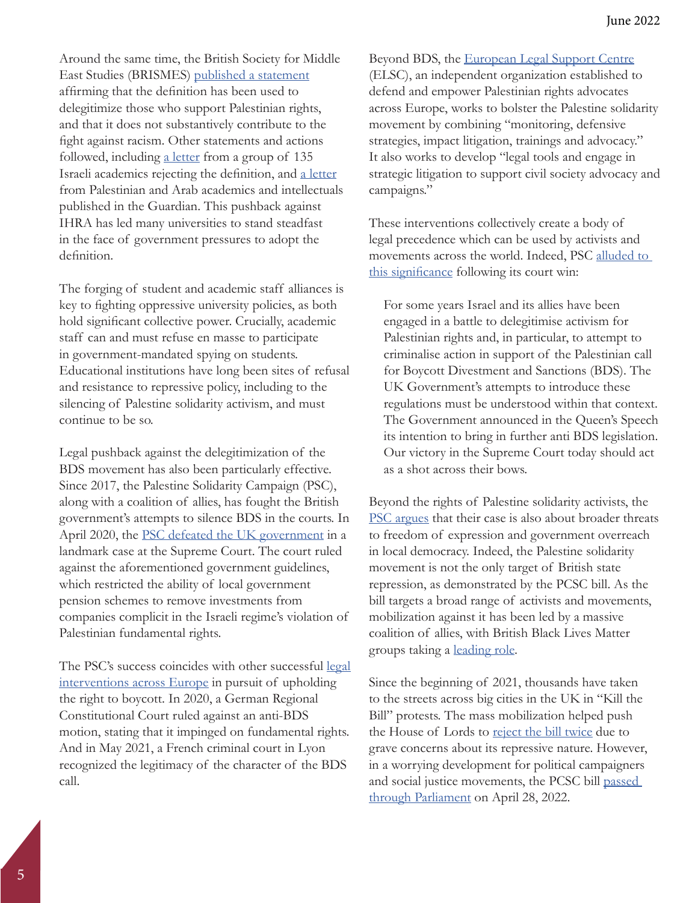Around the same time, the British Society for Middle East Studies (BRISMES) published a statement affirming that the definition has been used to delegitimize those who support Palestinian rights, and that it does not substantively contribute to the fight against racism. Other statements and actions followed, including a letter from a group of 135 Israeli academics rejecting the definition, and a letter from Palestinian and Arab academics and intellectuals published in the Guardian. This pushback against IHRA has led many universities to stand steadfast in the face of government pressures to adopt the definition.

The forging of student and academic staff alliances is key to fighting oppressive university policies, as both hold significant collective power. Crucially, academic staff can and must refuse en masse to participate in government-mandated spying on students. Educational institutions have long been sites of refusal and resistance to repressive policy, including to the silencing of Palestine solidarity activism, and must continue to be so.

Legal pushback against the delegitimization of the BDS movement has also been particularly effective. Since 2017, the Palestine Solidarity Campaign (PSC), along with a coalition of allies, has fought the British government's attempts to silence BDS in the courts. In April 2020, the PSC defeated the UK government in a landmark case at the Supreme Court. The court ruled against the aforementioned government guidelines, which restricted the ability of local government pension schemes to remove investments from companies complicit in the Israeli regime's violation of Palestinian fundamental rights.

The PSC's success coincides with other successful legal interventions across Europe in pursuit of upholding the right to boycott. In 2020, a German Regional Constitutional Court ruled against an anti-BDS motion, stating that it impinged on fundamental rights. And in May 2021, a French criminal court in Lyon recognized the legitimacy of the character of the BDS call.

Beyond BDS, the European Legal Support Centre (ELSC), an independent organization established to defend and empower Palestinian rights advocates across Europe, works to bolster the Palestine solidarity movement by combining "monitoring, defensive strategies, impact litigation, trainings and advocacy." It also works to develop "legal tools and engage in strategic litigation to support civil society advocacy and campaigns."

These interventions collectively create a body of legal precedence which can be used by activists and movements across the world. Indeed, PSC alluded to this significance following its court win:

> For some years Israel and its allies have been engaged in a battle to delegitimise activism for Palestinian rights and, in particular, to attempt to criminalise action in support of the Palestinian call for Boycott Divestment and Sanctions (BDS). The UK Government's attempts to introduce these regulations must be understood within that context. The Government announced in the Queen's Speech its intention to bring in further anti BDS legislation. Our victory in the Supreme Court today should act as a shot across their bows.

Beyond the rights of Palestine solidarity activists, the PSC argues that their case is also about broader threats to freedom of expression and government overreach in local democracy. Indeed, the Palestine solidarity movement is not the only target of British state repression, as demonstrated by the PCSC bill. As the bill targets a broad range of activists and movements, mobilization against it has been led by a massive coalition of allies, with British Black Lives Matter groups taking a leading role.

Since the beginning of 2021, thousands have taken to the streets across big cities in the UK in "Kill the Bill" protests. The mass mobilization helped push the House of Lords to reject the bill twice due to grave concerns about its repressive nature. However, in a worrying development for political campaigners and social justice movements, the PCSC bill passed through Parliament on April 28, 2022.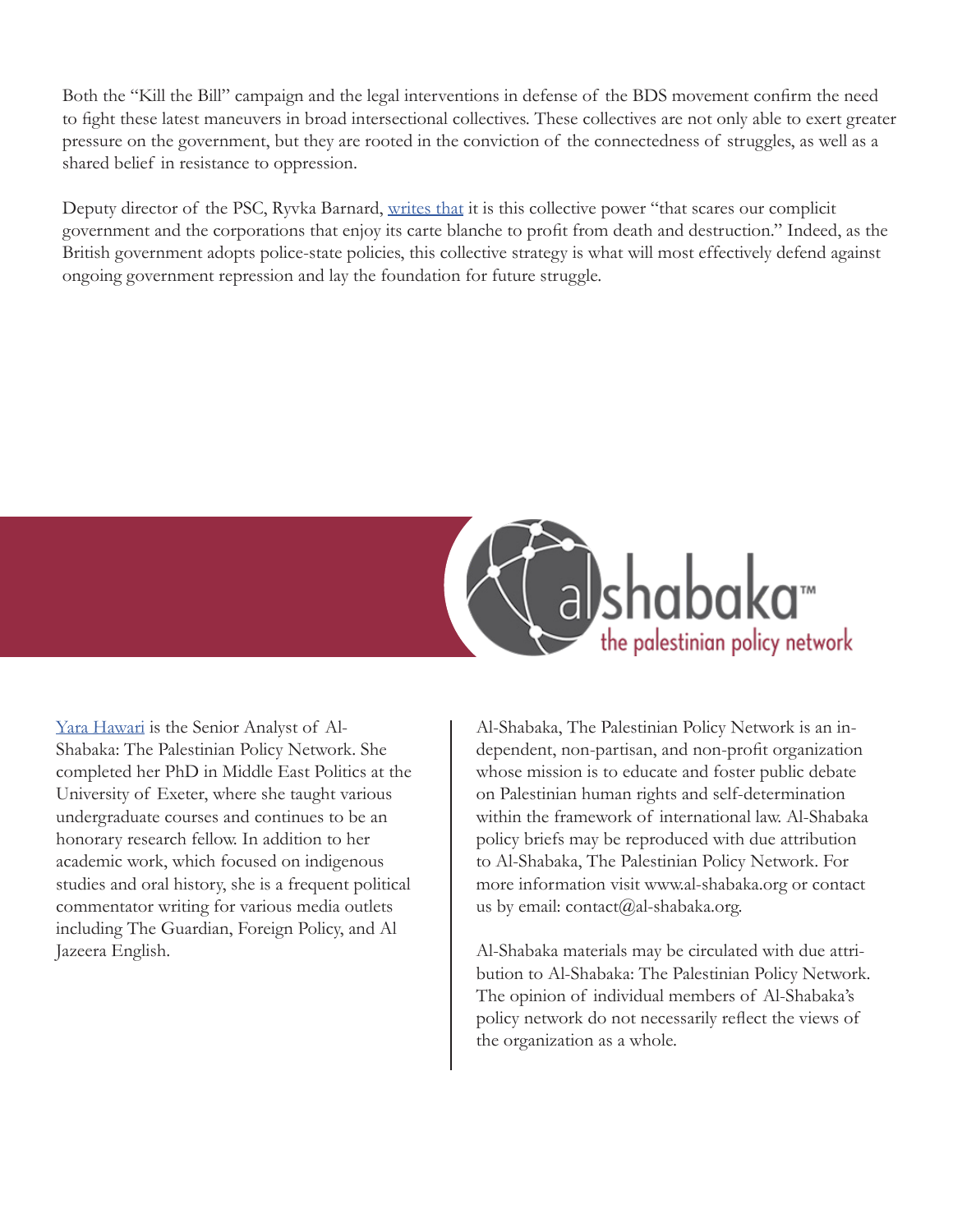Both the "Kill the Bill" campaign and the legal interventions in defense of the BDS movement confirm the need to fight these latest maneuvers in broad intersectional collectives. These collectives are not only able to exert greater pressure on the government, but they are rooted in the conviction of the connectedness of struggles, as well as a shared belief in resistance to oppression.

Deputy director of the PSC, Ryvka Barnard, writes that it is this collective power "that scares our complicit government and the corporations that enjoy its carte blanche to profit from death and destruction." Indeed, as the British government adopts police-state policies, this collective strategy is what will most effectively defend against ongoing government repression and lay the foundation for future struggle.

al shabaka™
the palestinian policy network

Yara Hawari is the Senior Analyst of Al-Shabaka: The Palestinian Policy Network. She completed her PhD in Middle East Politics at the University of Exeter, where she taught various undergraduate courses and continues to be an honorary research fellow. In addition to her academic work, which focused on indigenous studies and oral history, she is a frequent political commentator writing for various media outlets including The Guardian, Foreign Policy, and Al Jazeera English.

Al-Shabaka, The Palestinian Policy Network is an independent, non-partisan, and non-profit organization whose mission is to educate and foster public debate on Palestinian human rights and self-determination within the framework of international law. Al-Shabaka policy briefs may be reproduced with due attribution to Al-Shabaka, The Palestinian Policy Network. For more information visit www.al-shabaka.org or contact us by email: contact@al-shabaka.org.

Al-Shabaka materials may be circulated with due attribution to Al-Shabaka: The Palestinian Policy Network. The opinion of individual members of Al-Shabaka's policy network do not necessarily reflect the views of the organization as a whole.